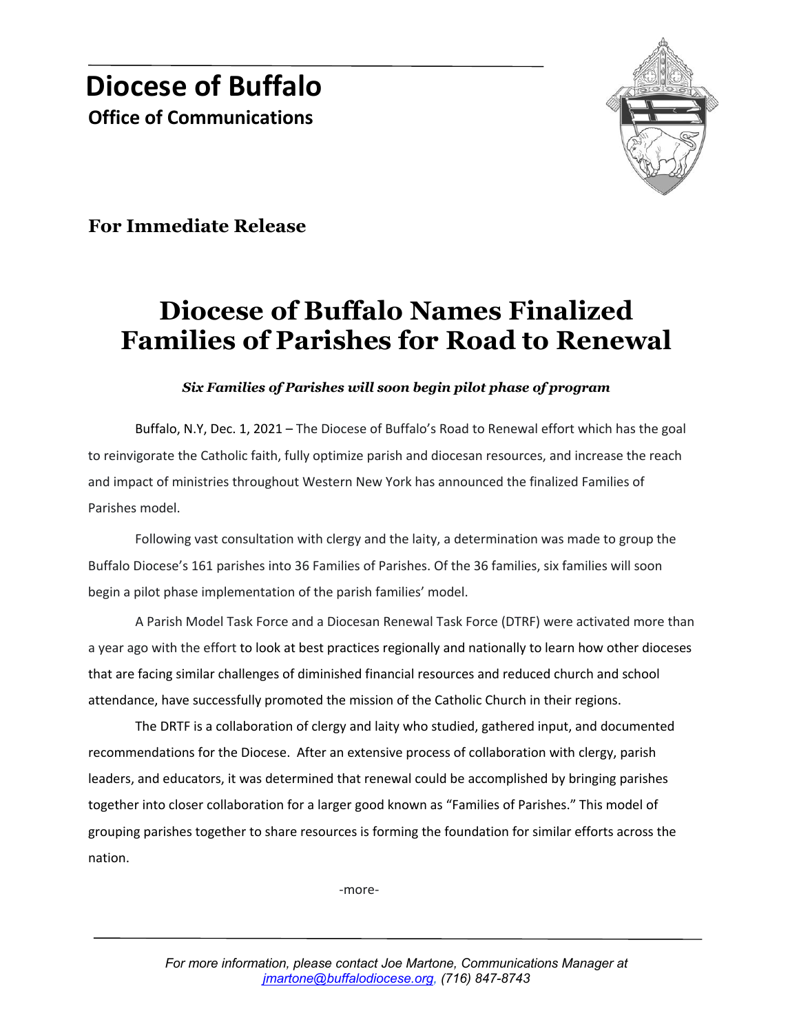# Diocese of Buffalo

**Office of Communications**

**For Immediate Release**

## Diocese of Buffalo Names Finalized Families of Parishes for Road to Renewal

***Six Families of Parishes will soon begin pilot phase of program***

Buffalo, N.Y, Dec. 1, 2021 – The Diocese of Buffalo's Road to Renewal effort which has the goal to reinvigorate the Catholic faith, fully optimize parish and diocesan resources, and increase the reach and impact of ministries throughout Western New York has announced the finalized Families of Parishes model.

Following vast consultation with clergy and the laity, a determination was made to group the Buffalo Diocese's 161 parishes into 36 Families of Parishes. Of the 36 families, six families will soon begin a pilot phase implementation of the parish families' model.

A Parish Model Task Force and a Diocesan Renewal Task Force (DTRF) were activated more than a year ago with the effort to look at best practices regionally and nationally to learn how other dioceses that are facing similar challenges of diminished financial resources and reduced church and school attendance, have successfully promoted the mission of the Catholic Church in their regions.

The DRTF is a collaboration of clergy and laity who studied, gathered input, and documented recommendations for the Diocese. After an extensive process of collaboration with clergy, parish leaders, and educators, it was determined that renewal could be accomplished by bringing parishes together into closer collaboration for a larger good known as "Families of Parishes." This model of grouping parishes together to share resources is forming the foundation for similar efforts across the nation.

-more-

*For more information, please contact Joe Martone, Communications Manager at [jmartone@buffalodiocese.org](mailto:jmartone@buffalodiocese.org), (716) 847-8743*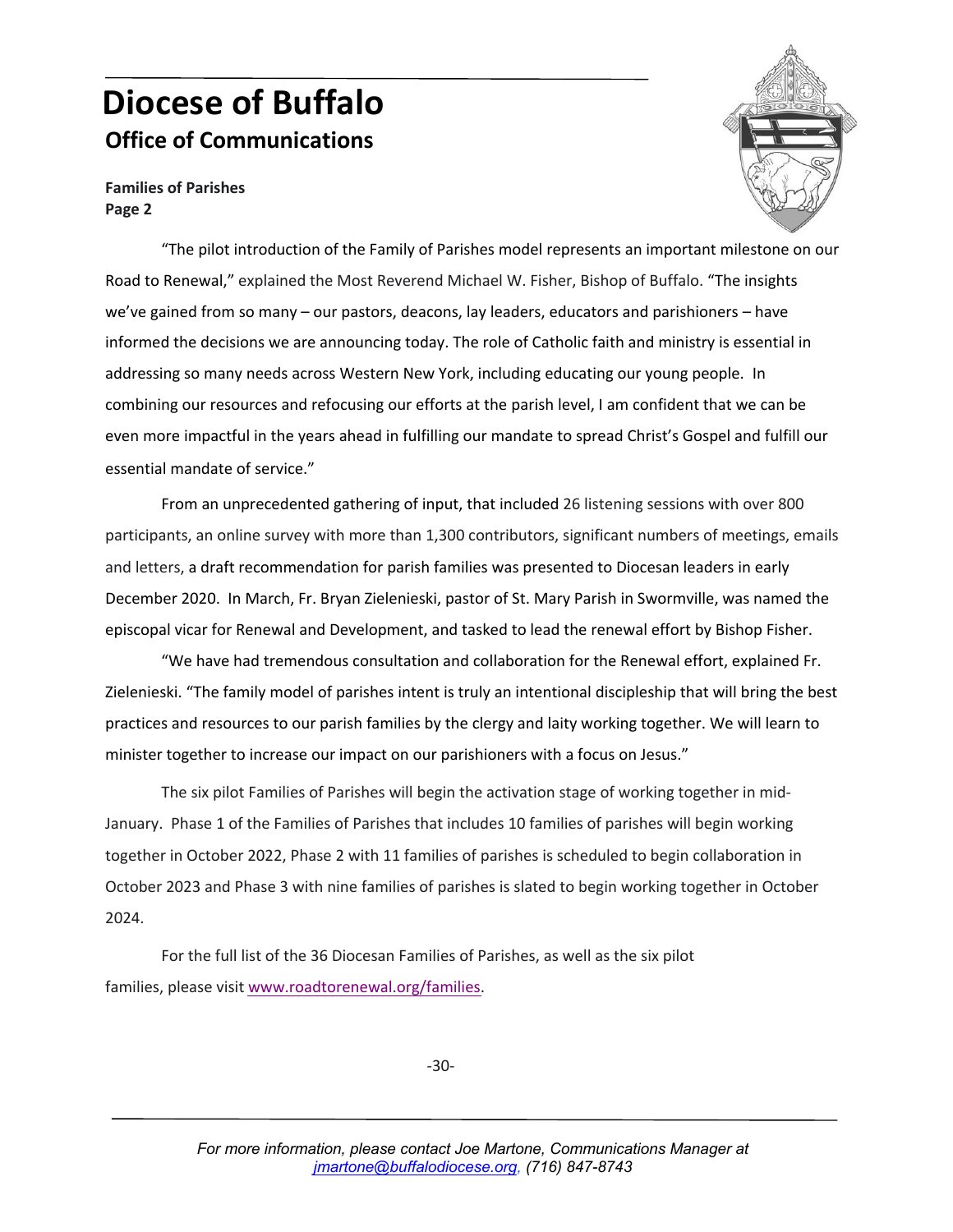# Diocese of Buffalo

## Office of Communications

**Families of Parishes**
**Page 2**

"The pilot introduction of the Family of Parishes model represents an important milestone on our Road to Renewal," explained the Most Reverend Michael W. Fisher, Bishop of Buffalo. "The insights we've gained from so many – our pastors, deacons, lay leaders, educators and parishioners – have informed the decisions we are announcing today. The role of Catholic faith and ministry is essential in addressing so many needs across Western New York, including educating our young people. In combining our resources and refocusing our efforts at the parish level, I am confident that we can be even more impactful in the years ahead in fulfilling our mandate to spread Christ's Gospel and fulfill our essential mandate of service."

From an unprecedented gathering of input, that included 26 listening sessions with over 800 participants, an online survey with more than 1,300 contributors, significant numbers of meetings, emails and letters, a draft recommendation for parish families was presented to Diocesan leaders in early December 2020. In March, Fr. Bryan Zielenieski, pastor of St. Mary Parish in Swormville, was named the episcopal vicar for Renewal and Development, and tasked to lead the renewal effort by Bishop Fisher.

"We have had tremendous consultation and collaboration for the Renewal effort, explained Fr. Zielenieski. "The family model of parishes intent is truly an intentional discipleship that will bring the best practices and resources to our parish families by the clergy and laity working together. We will learn to minister together to increase our impact on our parishioners with a focus on Jesus."

The six pilot Families of Parishes will begin the activation stage of working together in mid-January. Phase 1 of the Families of Parishes that includes 10 families of parishes will begin working together in October 2022, Phase 2 with 11 families of parishes is scheduled to begin collaboration in October 2023 and Phase 3 with nine families of parishes is slated to begin working together in October 2024.

For the full list of the 36 Diocesan Families of Parishes, as well as the six pilot families, please visit www.roadtorenewal.org/families.

-30-

*For more information, please contact Joe Martone, Communications Manager at jmartone@buffalodiocese.org, (716) 847-8743*